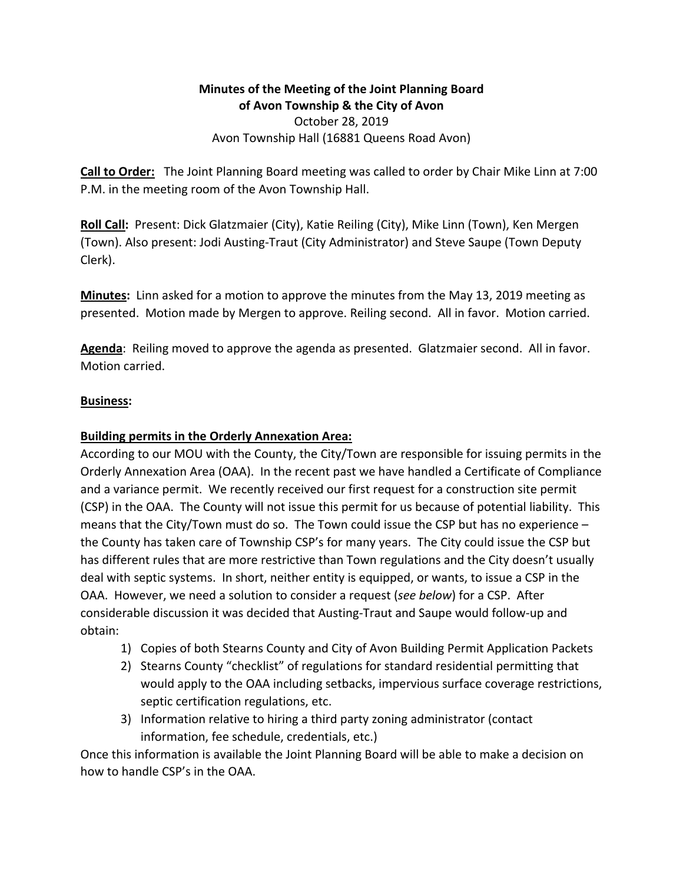**Minutes of the Meeting of the Joint Planning Board**
**of Avon Township & the City of Avon**
October 28, 2019
Avon Township Hall (16881 Queens Road Avon)

**Call to Order:** The Joint Planning Board meeting was called to order by Chair Mike Linn at 7:00 P.M. in the meeting room of the Avon Township Hall.

**Roll Call:** Present: Dick Glatzmaier (City), Katie Reiling (City), Mike Linn (Town), Ken Mergen (Town). Also present: Jodi Austing-Traut (City Administrator) and Steve Saupe (Town Deputy Clerk).

**Minutes:** Linn asked for a motion to approve the minutes from the May 13, 2019 meeting as presented. Motion made by Mergen to approve. Reiling second. All in favor. Motion carried.

**Agenda**: Reiling moved to approve the agenda as presented. Glatzmaier second. All in favor. Motion carried.

**Business:**

**Building permits in the Orderly Annexation Area:**

According to our MOU with the County, the City/Town are responsible for issuing permits in the Orderly Annexation Area (OAA). In the recent past we have handled a Certificate of Compliance and a variance permit. We recently received our first request for a construction site permit (CSP) in the OAA. The County will not issue this permit for us because of potential liability. This means that the City/Town must do so. The Town could issue the CSP but has no experience – the County has taken care of Township CSP's for many years. The City could issue the CSP but has different rules that are more restrictive than Town regulations and the City doesn't usually deal with septic systems. In short, neither entity is equipped, or wants, to issue a CSP in the OAA. However, we need a solution to consider a request (*see below*) for a CSP. After considerable discussion it was decided that Austing-Traut and Saupe would follow-up and obtain:

1) Copies of both Stearns County and City of Avon Building Permit Application Packets
2) Stearns County "checklist" of regulations for standard residential permitting that would apply to the OAA including setbacks, impervious surface coverage restrictions, septic certification regulations, etc.
3) Information relative to hiring a third party zoning administrator (contact information, fee schedule, credentials, etc.)

Once this information is available the Joint Planning Board will be able to make a decision on how to handle CSP's in the OAA.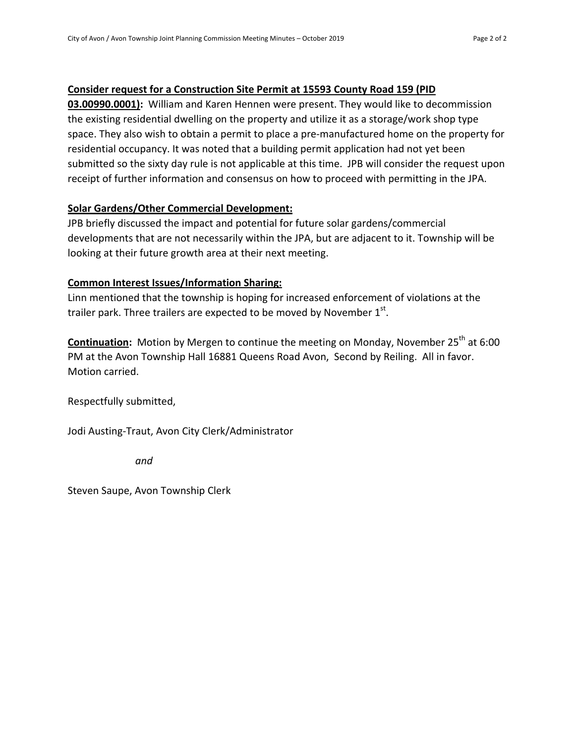**Consider request for a Construction Site Permit at 15593 County Road 159 (PID 03.00990.0001):** William and Karen Hennen were present. They would like to decommission the existing residential dwelling on the property and utilize it as a storage/work shop type space. They also wish to obtain a permit to place a pre-manufactured home on the property for residential occupancy. It was noted that a building permit application had not yet been submitted so the sixty day rule is not applicable at this time. JPB will consider the request upon receipt of further information and consensus on how to proceed with permitting in the JPA.

**Solar Gardens/Other Commercial Development:**

JPB briefly discussed the impact and potential for future solar gardens/commercial developments that are not necessarily within the JPA, but are adjacent to it. Township will be looking at their future growth area at their next meeting.

**Common Interest Issues/Information Sharing:**

Linn mentioned that the township is hoping for increased enforcement of violations at the trailer park. Three trailers are expected to be moved by November 1st.

**Continuation:** Motion by Mergen to continue the meeting on Monday, November 25th at 6:00 PM at the Avon Township Hall 16881 Queens Road Avon, Second by Reiling. All in favor. Motion carried.

Respectfully submitted,

Jodi Austing-Traut, Avon City Clerk/Administrator

*and*

Steven Saupe, Avon Township Clerk